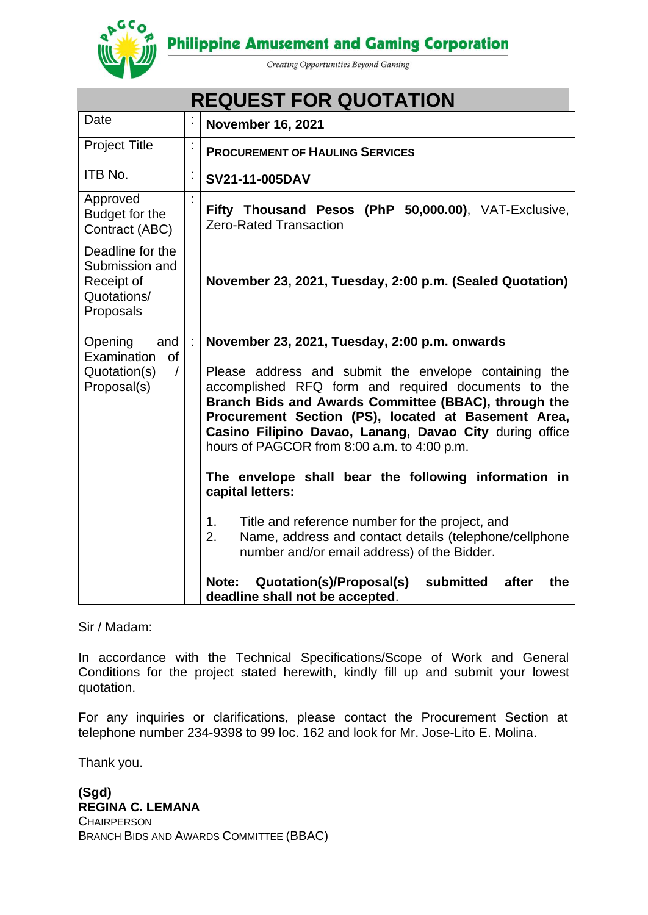**Philippine Amusement and Gaming Corporation**

*Creating Opportunities Beyond Gaming*

# REQUEST FOR QUOTATION

| | | |
|---|---|---|
| Date | : | **November 16, 2021** |
| Project Title | : | **PROCUREMENT OF HAULING SERVICES** |
| ITB No. | : | **SV21-11-005DAV** |
| Approved Budget for the Contract (ABC) | : | **Fifty Thousand Pesos (PhP 50,000.00)**, VAT-Exclusive, Zero-Rated Transaction |
| Deadline for the Submission and Receipt of Quotations/ Proposals | | **November 23, 2021, Tuesday, 2:00 p.m. (Sealed Quotation)** |
| Opening and Examination of Quotation(s) / Proposal(s) | : | **November 23, 2021, Tuesday, 2:00 p.m. onwards**<br><br>Please address and submit the envelope containing the accomplished RFQ form and required documents to the **Branch Bids and Awards Committee (BBAC), through the Procurement Section (PS), located at Basement Area, Casino Filipino Davao, Lanang, Davao City** during office hours of PAGCOR from 8:00 a.m. to 4:00 p.m.<br><br>**The envelope shall bear the following information in capital letters:**<br><br>1. Title and reference number for the project, and<br>2. Name, address and contact details (telephone/cellphone number and/or email address) of the Bidder.<br><br>**Note: Quotation(s)/Proposal(s) submitted after the deadline shall not be accepted**. |

Sir / Madam:

In accordance with the Technical Specifications/Scope of Work and General Conditions for the project stated herewith, kindly fill up and submit your lowest quotation.

For any inquiries or clarifications, please contact the Procurement Section at telephone number 234-9398 to 99 loc. 162 and look for Mr. Jose-Lito E. Molina.

Thank you.

**(Sgd)**
**REGINA C. LEMANA**
CHAIRPERSON
BRANCH BIDS AND AWARDS COMMITTEE (BBAC)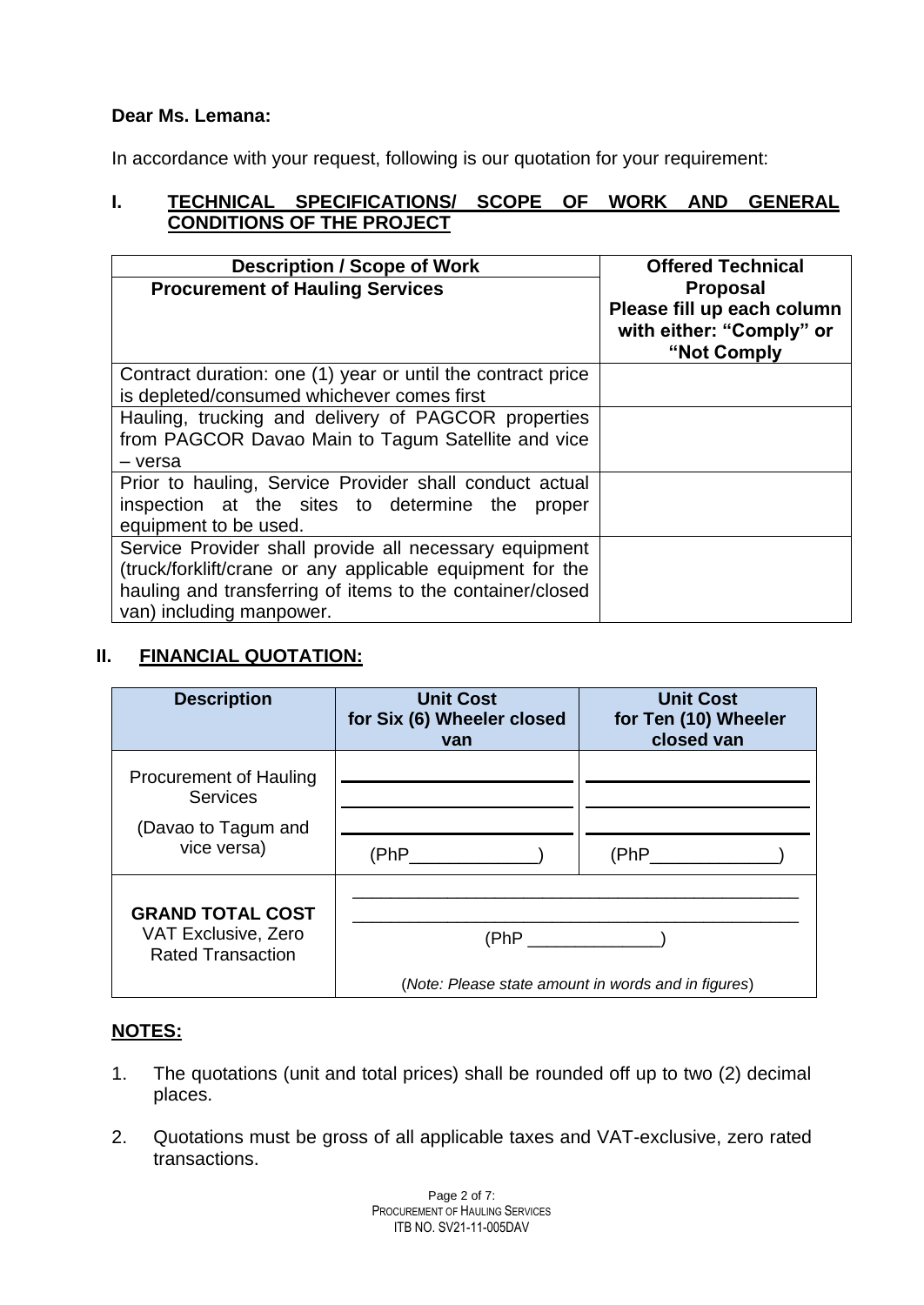**Dear Ms. Lemana:**

In accordance with your request, following is our quotation for your requirement:

## I. TECHNICAL SPECIFICATIONS/ SCOPE OF WORK AND GENERAL CONDITIONS OF THE PROJECT

| **Description / Scope of Work**<br>**Procurement of Hauling Services** | **Offered Technical Proposal**<br>**Please fill up each column with either: "Comply" or "Not Comply** |
|---|---|
| Contract duration: one (1) year or until the contract price is depleted/consumed whichever comes first | |
| Hauling, trucking and delivery of PAGCOR properties from PAGCOR Davao Main to Tagum Satellite and vice – versa | |
| Prior to hauling, Service Provider shall conduct actual inspection at the sites to determine the proper equipment to be used. | |
| Service Provider shall provide all necessary equipment (truck/forklift/crane or any applicable equipment for the hauling and transferring of items to the container/closed van) including manpower. | |

## II. FINANCIAL QUOTATION:

| **Description** | **Unit Cost for Six (6) Wheeler closed van** | **Unit Cost for Ten (10) Wheeler closed van** |
|---|---|---|
| Procurement of Hauling Services<br><br>(Davao to Tagum and vice versa) | \_\_\_\_\_\_\_\_\_\_\_\_\_\_<br>\_\_\_\_\_\_\_\_\_\_\_\_\_\_<br>\_\_\_\_\_\_\_\_\_\_\_\_\_\_<br>(PhP\_\_\_\_\_\_\_\_\_\_\_\_) | \_\_\_\_\_\_\_\_\_\_\_\_\_\_<br>\_\_\_\_\_\_\_\_\_\_\_\_\_\_<br>\_\_\_\_\_\_\_\_\_\_\_\_\_\_<br>(PhP\_\_\_\_\_\_\_\_\_\_\_\_) |
| **GRAND TOTAL COST**<br>VAT Exclusive, Zero Rated Transaction | \_\_\_\_\_\_\_\_\_\_\_\_\_\_\_\_\_\_\_\_\_\_\_\_\_\_\_\_<br>\_\_\_\_\_\_\_\_\_\_\_\_\_\_\_\_\_\_\_\_\_\_\_\_\_\_\_\_<br>(PhP \_\_\_\_\_\_\_\_\_\_\_\_)<br><br>(*Note: Please state amount in words and in figures*) | |

**NOTES:**

1. The quotations (unit and total prices) shall be rounded off up to two (2) decimal places.
2. Quotations must be gross of all applicable taxes and VAT-exclusive, zero rated transactions.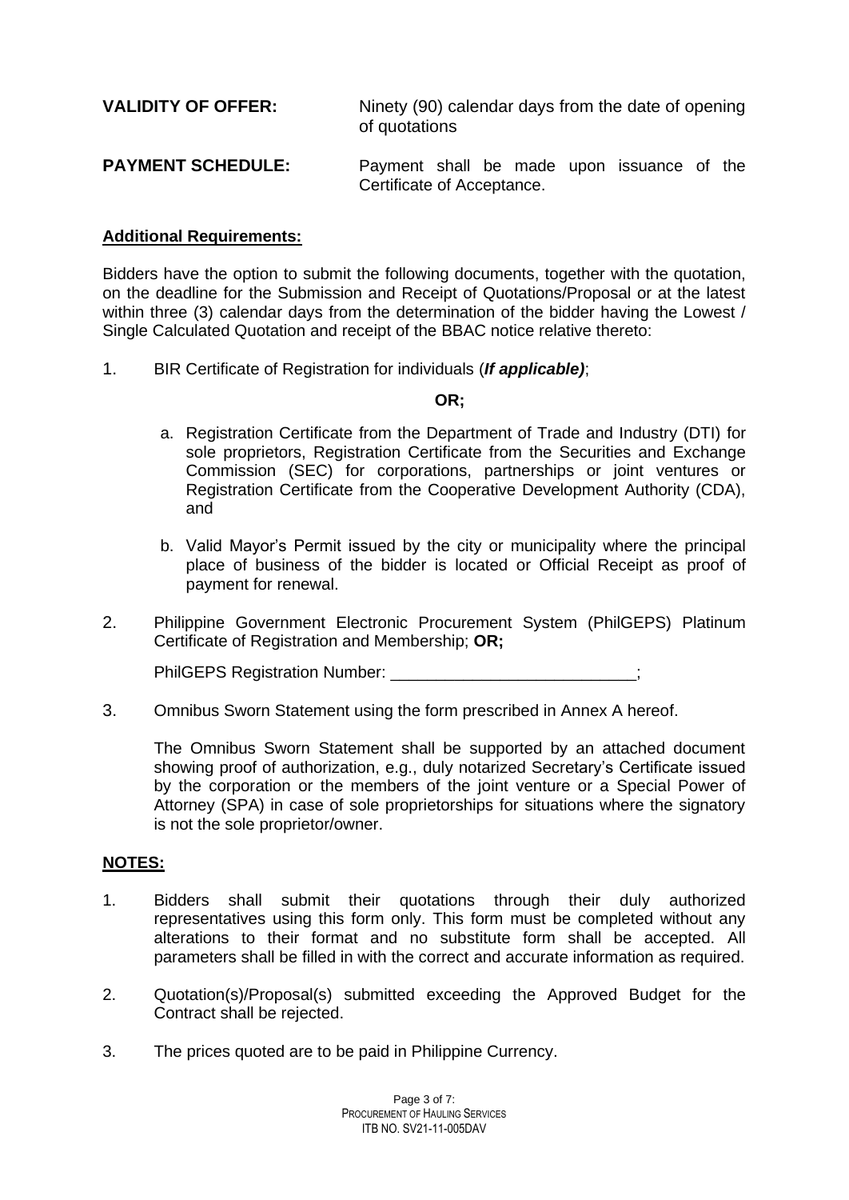**VALIDITY OF OFFER:** Ninety (90) calendar days from the date of opening of quotations

**PAYMENT SCHEDULE:** Payment shall be made upon issuance of the Certificate of Acceptance.

**Additional Requirements:**

Bidders have the option to submit the following documents, together with the quotation, on the deadline for the Submission and Receipt of Quotations/Proposal or at the latest within three (3) calendar days from the determination of the bidder having the Lowest / Single Calculated Quotation and receipt of the BBAC notice relative thereto:

1. BIR Certificate of Registration for individuals (***If applicable)***;

   **OR;**

   a. Registration Certificate from the Department of Trade and Industry (DTI) for sole proprietors, Registration Certificate from the Securities and Exchange Commission (SEC) for corporations, partnerships or joint ventures or Registration Certificate from the Cooperative Development Authority (CDA), and

   b. Valid Mayor's Permit issued by the city or municipality where the principal place of business of the bidder is located or Official Receipt as proof of payment for renewal.

2. Philippine Government Electronic Procurement System (PhilGEPS) Platinum Certificate of Registration and Membership; **OR;**

   PhilGEPS Registration Number: ___________________________;

3. Omnibus Sworn Statement using the form prescribed in Annex A hereof.

   The Omnibus Sworn Statement shall be supported by an attached document showing proof of authorization, e.g., duly notarized Secretary's Certificate issued by the corporation or the members of the joint venture or a Special Power of Attorney (SPA) in case of sole proprietorships for situations where the signatory is not the sole proprietor/owner.

**NOTES:**

1. Bidders shall submit their quotations through their duly authorized representatives using this form only. This form must be completed without any alterations to their format and no substitute form shall be accepted. All parameters shall be filled in with the correct and accurate information as required.

2. Quotation(s)/Proposal(s) submitted exceeding the Approved Budget for the Contract shall be rejected.

3. The prices quoted are to be paid in Philippine Currency.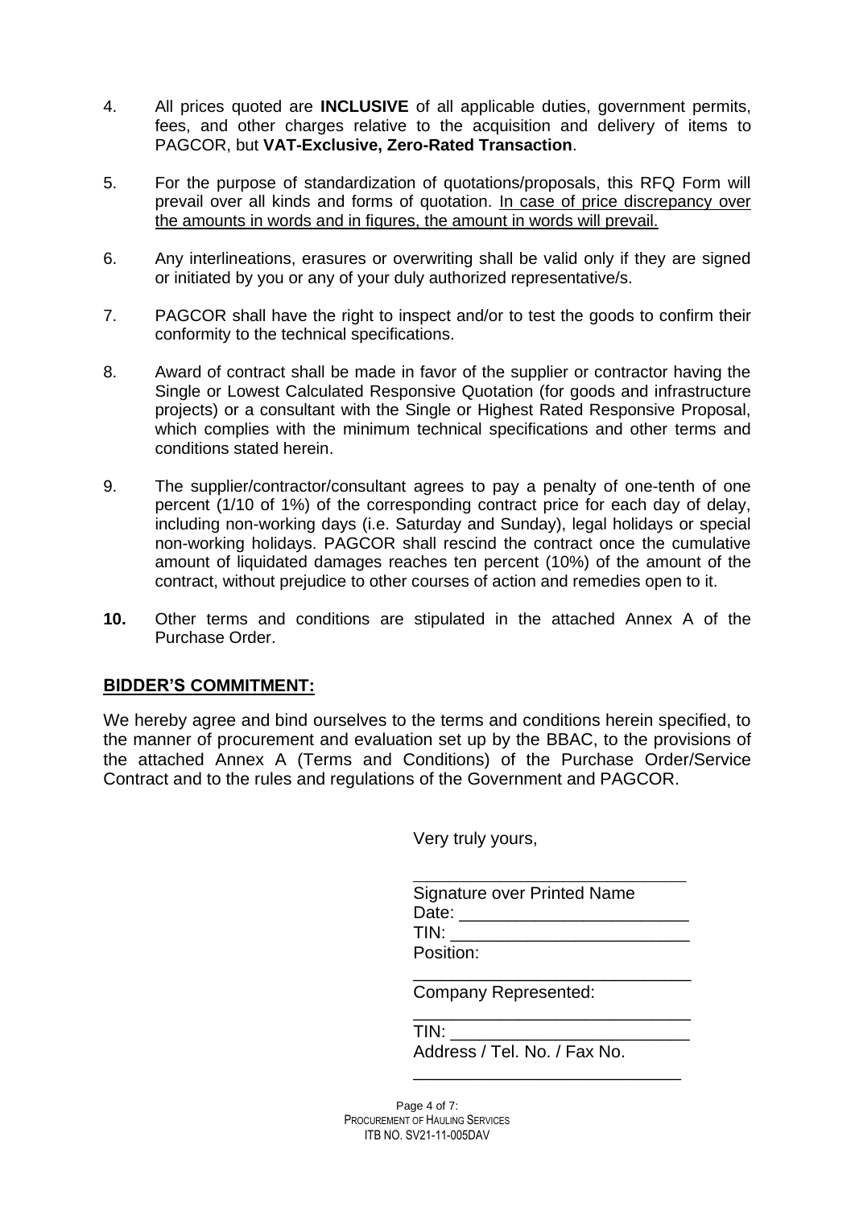4. All prices quoted are **INCLUSIVE** of all applicable duties, government permits, fees, and other charges relative to the acquisition and delivery of items to PAGCOR, but **VAT-Exclusive, Zero-Rated Transaction**.

5. For the purpose of standardization of quotations/proposals, this RFQ Form will prevail over all kinds and forms of quotation. <u>In case of price discrepancy over the amounts in words and in figures, the amount in words will prevail.</u>

6. Any interlineations, erasures or overwriting shall be valid only if they are signed or initiated by you or any of your duly authorized representative/s.

7. PAGCOR shall have the right to inspect and/or to test the goods to confirm their conformity to the technical specifications.

8. Award of contract shall be made in favor of the supplier or contractor having the Single or Lowest Calculated Responsive Quotation (for goods and infrastructure projects) or a consultant with the Single or Highest Rated Responsive Proposal, which complies with the minimum technical specifications and other terms and conditions stated herein.

9. The supplier/contractor/consultant agrees to pay a penalty of one-tenth of one percent (1/10 of 1%) of the corresponding contract price for each day of delay, including non-working days (i.e. Saturday and Sunday), legal holidays or special non-working holidays. PAGCOR shall rescind the contract once the cumulative amount of liquidated damages reaches ten percent (10%) of the amount of the contract, without prejudice to other courses of action and remedies open to it.

**10.** Other terms and conditions are stipulated in the attached Annex A of the Purchase Order.

## <u>BIDDER'S COMMITMENT:</u>

We hereby agree and bind ourselves to the terms and conditions herein specified, to the manner of procurement and evaluation set up by the BBAC, to the provisions of the attached Annex A (Terms and Conditions) of the Purchase Order/Service Contract and to the rules and regulations of the Government and PAGCOR.

Very truly yours,

______________________________
Signature over Printed Name
Date: ________________________
TIN: _________________________
Position:
______________________________
Company Represented:
______________________________
TIN: _________________________
Address / Tel. No. / Fax No.
______________________________

PROCUREMENT OF HAULING SERVICES
ITB NO. SV21-11-005DAV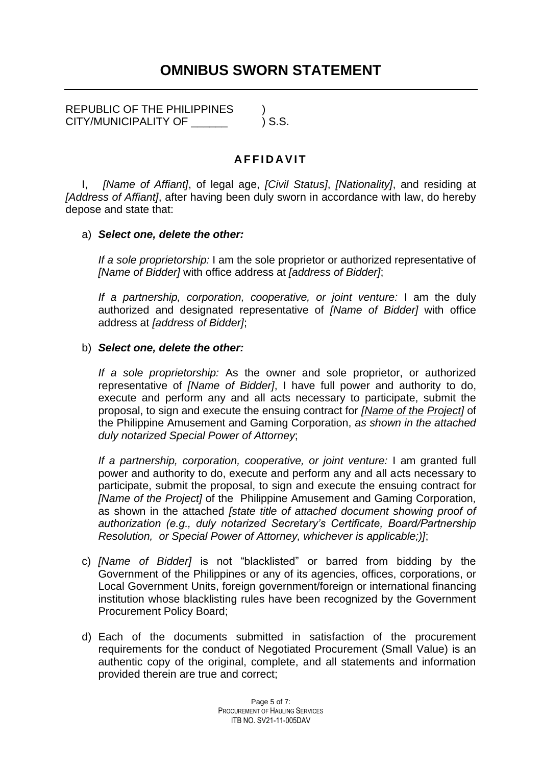# OMNIBUS SWORN STATEMENT

REPUBLIC OF THE PHILIPPINES )
CITY/MUNICIPALITY OF ______ ) S.S.

**AFFIDAVIT**

I, *[Name of Affiant]*, of legal age, *[Civil Status]*, *[Nationality]*, and residing at *[Address of Affiant]*, after having been duly sworn in accordance with law, do hereby depose and state that:

a) ***Select one, delete the other:***

*If a sole proprietorship:* I am the sole proprietor or authorized representative of *[Name of Bidder]* with office address at *[address of Bidder]*;

*If a partnership, corporation, cooperative, or joint venture:* I am the duly authorized and designated representative of *[Name of Bidder]* with office address at *[address of Bidder]*;

b) ***Select one, delete the other:***

*If a sole proprietorship:* As the owner and sole proprietor, or authorized representative of *[Name of Bidder]*, I have full power and authority to do, execute and perform any and all acts necessary to participate, submit the proposal, to sign and execute the ensuing contract for *[Name of the Project]* of the Philippine Amusement and Gaming Corporation, *as shown in the attached duly notarized Special Power of Attorney*;

*If a partnership, corporation, cooperative, or joint venture:* I am granted full power and authority to do, execute and perform any and all acts necessary to participate, submit the proposal, to sign and execute the ensuing contract for *[Name of the Project]* of the Philippine Amusement and Gaming Corporation, as shown in the attached *[state title of attached document showing proof of authorization (e.g., duly notarized Secretary's Certificate, Board/Partnership Resolution, or Special Power of Attorney, whichever is applicable;)]*;

c) *[Name of Bidder]* is not "blacklisted" or barred from bidding by the Government of the Philippines or any of its agencies, offices, corporations, or Local Government Units, foreign government/foreign or international financing institution whose blacklisting rules have been recognized by the Government Procurement Policy Board;

d) Each of the documents submitted in satisfaction of the procurement requirements for the conduct of Negotiated Procurement (Small Value) is an authentic copy of the original, complete, and all statements and information provided therein are true and correct;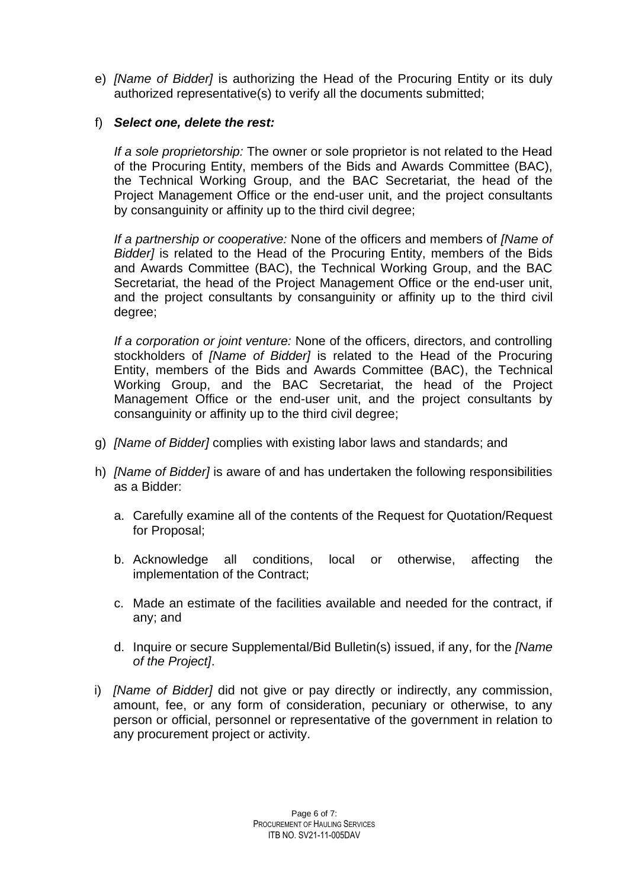e) *[Name of Bidder]* is authorizing the Head of the Procuring Entity or its duly authorized representative(s) to verify all the documents submitted;

f) ***Select one, delete the rest:***

   *If a sole proprietorship:* The owner or sole proprietor is not related to the Head of the Procuring Entity, members of the Bids and Awards Committee (BAC), the Technical Working Group, and the BAC Secretariat, the head of the Project Management Office or the end-user unit, and the project consultants by consanguinity or affinity up to the third civil degree;

   *If a partnership or cooperative:* None of the officers and members of *[Name of Bidder]* is related to the Head of the Procuring Entity, members of the Bids and Awards Committee (BAC), the Technical Working Group, and the BAC Secretariat, the head of the Project Management Office or the end-user unit, and the project consultants by consanguinity or affinity up to the third civil degree;

   *If a corporation or joint venture:* None of the officers, directors, and controlling stockholders of *[Name of Bidder]* is related to the Head of the Procuring Entity, members of the Bids and Awards Committee (BAC), the Technical Working Group, and the BAC Secretariat, the head of the Project Management Office or the end-user unit, and the project consultants by consanguinity or affinity up to the third civil degree;

g) *[Name of Bidder]* complies with existing labor laws and standards; and

h) *[Name of Bidder]* is aware of and has undertaken the following responsibilities as a Bidder:

   a. Carefully examine all of the contents of the Request for Quotation/Request for Proposal;

   b. Acknowledge all conditions, local or otherwise, affecting the implementation of the Contract;

   c. Made an estimate of the facilities available and needed for the contract, if any; and

   d. Inquire or secure Supplemental/Bid Bulletin(s) issued, if any, for the *[Name of the Project]*.

i) *[Name of Bidder]* did not give or pay directly or indirectly, any commission, amount, fee, or any form of consideration, pecuniary or otherwise, to any person or official, personnel or representative of the government in relation to any procurement project or activity.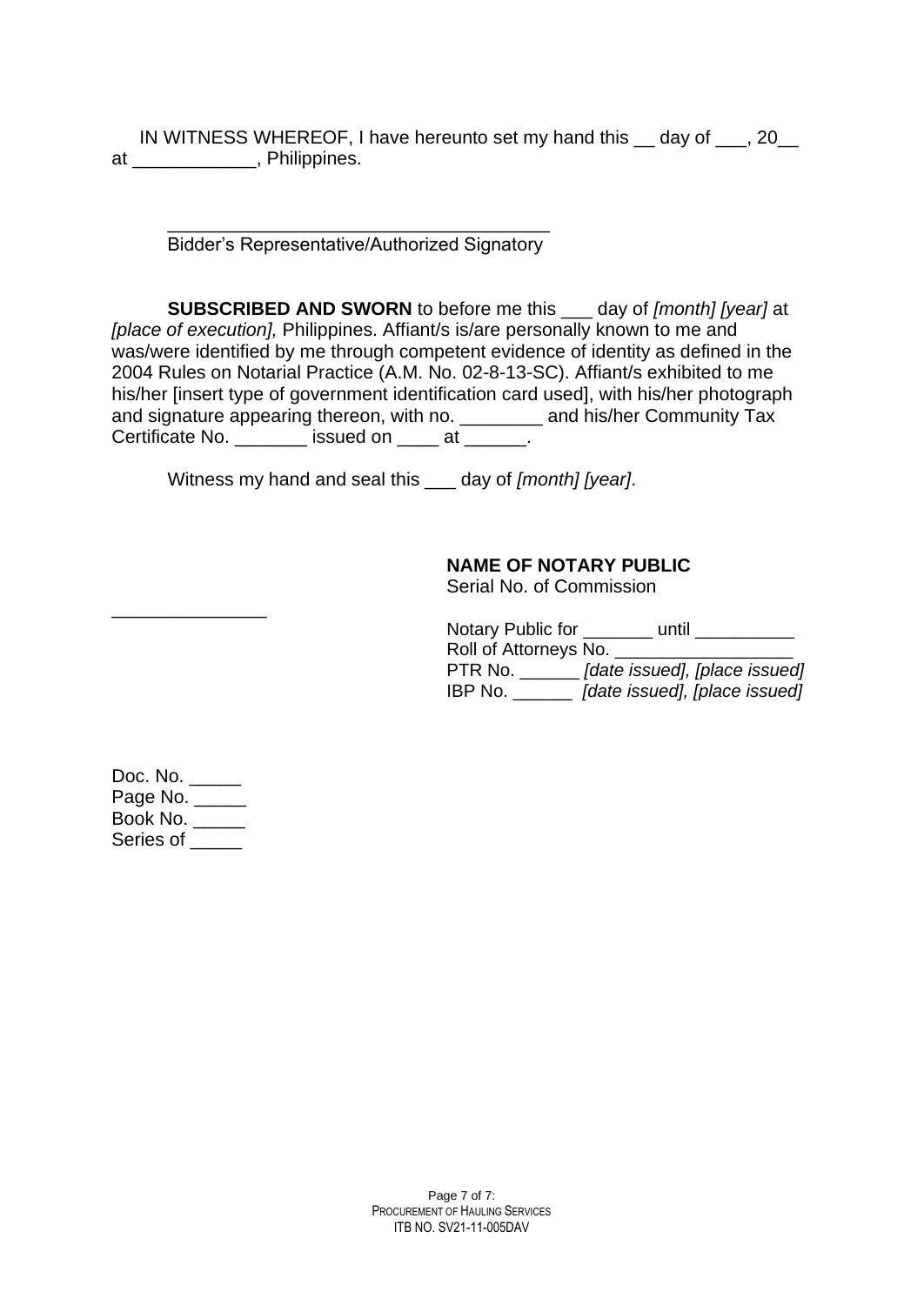IN WITNESS WHEREOF, I have hereunto set my hand this __ day of ___, 20__ at ____________, Philippines.

_____________________________________
Bidder's Representative/Authorized Signatory

**SUBSCRIBED AND SWORN** to before me this ___ day of *[month] [year]* at *[place of execution],* Philippines. Affiant/s is/are personally known to me and was/were identified by me through competent evidence of identity as defined in the 2004 Rules on Notarial Practice (A.M. No. 02-8-13-SC). Affiant/s exhibited to me his/her [insert type of government identification card used], with his/her photograph and signature appearing thereon, with no. ________ and his/her Community Tax Certificate No. _______ issued on ____ at ______.

Witness my hand and seal this ___ day of *[month] [year]*.

**NAME OF NOTARY PUBLIC**
Serial No. of Commission

_______________

Notary Public for _______ until __________
Roll of Attorneys No. __________________
PTR No. ______ *[date issued], [place issued]*
IBP No. ______ *[date issued], [place issued]*

Doc. No. _____
Page No. _____
Book No. _____
Series of _____